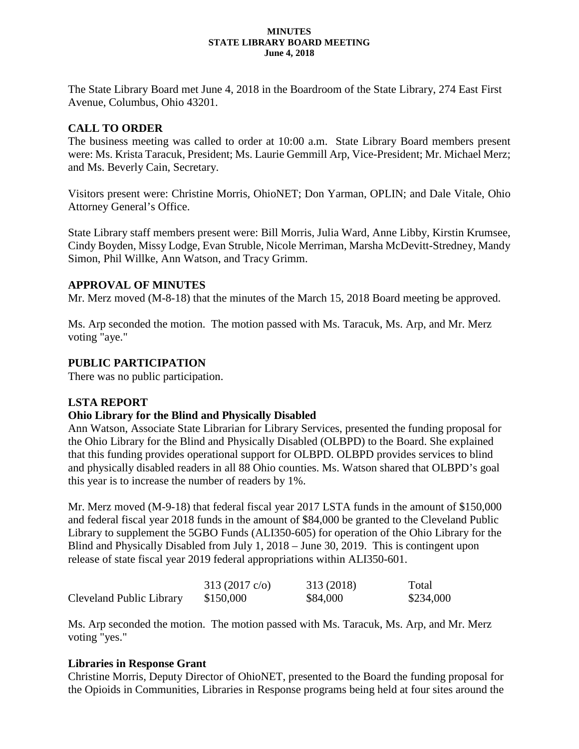**MINUTES**
**STATE LIBRARY BOARD MEETING**
**June 4, 2018**

The State Library Board met June 4, 2018 in the Boardroom of the State Library, 274 East First Avenue, Columbus, Ohio 43201.

## CALL TO ORDER

The business meeting was called to order at 10:00 a.m. State Library Board members present were: Ms. Krista Taracuk, President; Ms. Laurie Gemmill Arp, Vice-President; Mr. Michael Merz; and Ms. Beverly Cain, Secretary.

Visitors present were: Christine Morris, OhioNET; Don Yarman, OPLIN; and Dale Vitale, Ohio Attorney General's Office.

State Library staff members present were: Bill Morris, Julia Ward, Anne Libby, Kirstin Krumsee, Cindy Boyden, Missy Lodge, Evan Struble, Nicole Merriman, Marsha McDevitt-Stredney, Mandy Simon, Phil Willke, Ann Watson, and Tracy Grimm.

## APPROVAL OF MINUTES

Mr. Merz moved (M-8-18) that the minutes of the March 15, 2018 Board meeting be approved.

Ms. Arp seconded the motion. The motion passed with Ms. Taracuk, Ms. Arp, and Mr. Merz voting "aye."

## PUBLIC PARTICIPATION

There was no public participation.

## LSTA REPORT

### Ohio Library for the Blind and Physically Disabled

Ann Watson, Associate State Librarian for Library Services, presented the funding proposal for the Ohio Library for the Blind and Physically Disabled (OLBPD) to the Board. She explained that this funding provides operational support for OLBPD. OLBPD provides services to blind and physically disabled readers in all 88 Ohio counties. Ms. Watson shared that OLBPD's goal this year is to increase the number of readers by 1%.

Mr. Merz moved (M-9-18) that federal fiscal year 2017 LSTA funds in the amount of $150,000 and federal fiscal year 2018 funds in the amount of $84,000 be granted to the Cleveland Public Library to supplement the 5GBO Funds (ALI350-605) for operation of the Ohio Library for the Blind and Physically Disabled from July 1, 2018 – June 30, 2019. This is contingent upon release of state fiscal year 2019 federal appropriations within ALI350-601.

| | 313 (2017 c/o) | 313 (2018) | Total |
|---|---|---|---|
| Cleveland Public Library | $150,000 | $84,000 | $234,000 |

Ms. Arp seconded the motion. The motion passed with Ms. Taracuk, Ms. Arp, and Mr. Merz voting "yes."

### Libraries in Response Grant

Christine Morris, Deputy Director of OhioNET, presented to the Board the funding proposal for the Opioids in Communities, Libraries in Response programs being held at four sites around the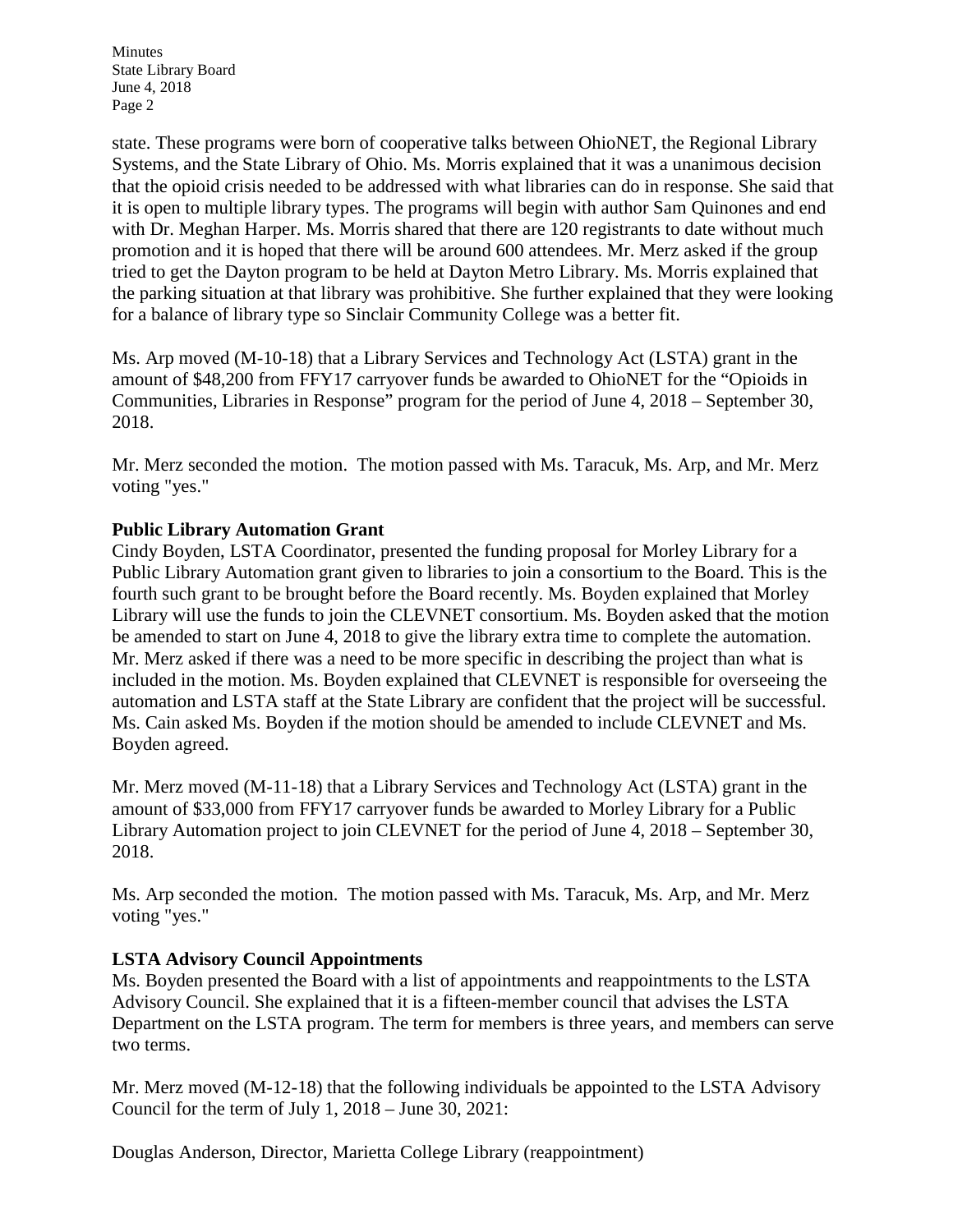state. These programs were born of cooperative talks between OhioNET, the Regional Library Systems, and the State Library of Ohio. Ms. Morris explained that it was a unanimous decision that the opioid crisis needed to be addressed with what libraries can do in response. She said that it is open to multiple library types. The programs will begin with author Sam Quinones and end with Dr. Meghan Harper. Ms. Morris shared that there are 120 registrants to date without much promotion and it is hoped that there will be around 600 attendees. Mr. Merz asked if the group tried to get the Dayton program to be held at Dayton Metro Library. Ms. Morris explained that the parking situation at that library was prohibitive. She further explained that they were looking for a balance of library type so Sinclair Community College was a better fit.

Ms. Arp moved (M-10-18) that a Library Services and Technology Act (LSTA) grant in the amount of $48,200 from FFY17 carryover funds be awarded to OhioNET for the "Opioids in Communities, Libraries in Response" program for the period of June 4, 2018 – September 30, 2018.

Mr. Merz seconded the motion. The motion passed with Ms. Taracuk, Ms. Arp, and Mr. Merz voting "yes."

**Public Library Automation Grant**

Cindy Boyden, LSTA Coordinator, presented the funding proposal for Morley Library for a Public Library Automation grant given to libraries to join a consortium to the Board. This is the fourth such grant to be brought before the Board recently. Ms. Boyden explained that Morley Library will use the funds to join the CLEVNET consortium. Ms. Boyden asked that the motion be amended to start on June 4, 2018 to give the library extra time to complete the automation. Mr. Merz asked if there was a need to be more specific in describing the project than what is included in the motion. Ms. Boyden explained that CLEVNET is responsible for overseeing the automation and LSTA staff at the State Library are confident that the project will be successful. Ms. Cain asked Ms. Boyden if the motion should be amended to include CLEVNET and Ms. Boyden agreed.

Mr. Merz moved (M-11-18) that a Library Services and Technology Act (LSTA) grant in the amount of $33,000 from FFY17 carryover funds be awarded to Morley Library for a Public Library Automation project to join CLEVNET for the period of June 4, 2018 – September 30, 2018.

Ms. Arp seconded the motion. The motion passed with Ms. Taracuk, Ms. Arp, and Mr. Merz voting "yes."

**LSTA Advisory Council Appointments**

Ms. Boyden presented the Board with a list of appointments and reappointments to the LSTA Advisory Council. She explained that it is a fifteen-member council that advises the LSTA Department on the LSTA program. The term for members is three years, and members can serve two terms.

Mr. Merz moved (M-12-18) that the following individuals be appointed to the LSTA Advisory Council for the term of July 1, 2018 – June 30, 2021:

Douglas Anderson, Director, Marietta College Library (reappointment)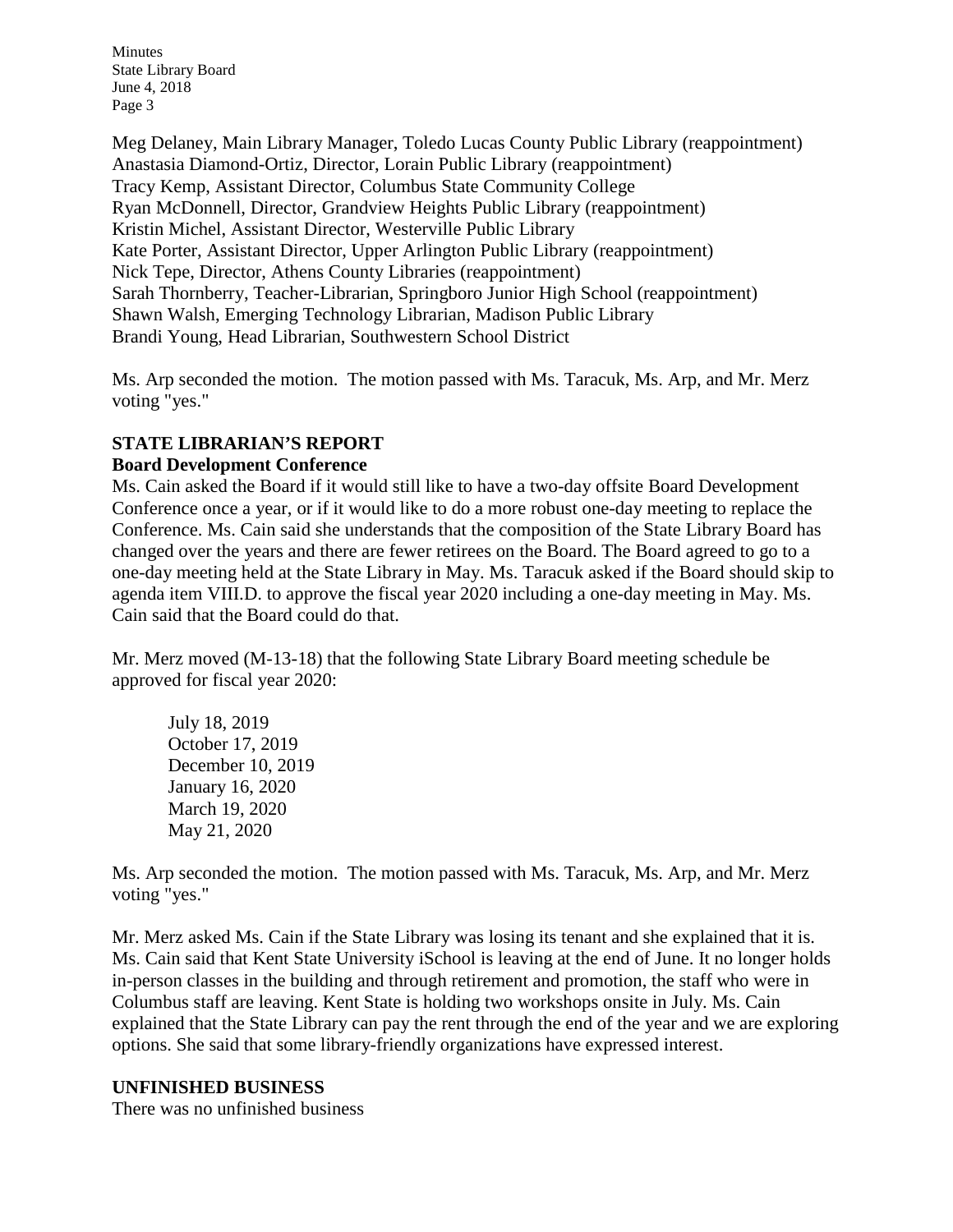Meg Delaney, Main Library Manager, Toledo Lucas County Public Library (reappointment)
Anastasia Diamond-Ortiz, Director, Lorain Public Library (reappointment)
Tracy Kemp, Assistant Director, Columbus State Community College
Ryan McDonnell, Director, Grandview Heights Public Library (reappointment)
Kristin Michel, Assistant Director, Westerville Public Library
Kate Porter, Assistant Director, Upper Arlington Public Library (reappointment)
Nick Tepe, Director, Athens County Libraries (reappointment)
Sarah Thornberry, Teacher-Librarian, Springboro Junior High School (reappointment)
Shawn Walsh, Emerging Technology Librarian, Madison Public Library
Brandi Young, Head Librarian, Southwestern School District

Ms. Arp seconded the motion. The motion passed with Ms. Taracuk, Ms. Arp, and Mr. Merz voting "yes."

## STATE LIBRARIAN'S REPORT

### Board Development Conference

Ms. Cain asked the Board if it would still like to have a two-day offsite Board Development Conference once a year, or if it would like to do a more robust one-day meeting to replace the Conference. Ms. Cain said she understands that the composition of the State Library Board has changed over the years and there are fewer retirees on the Board. The Board agreed to go to a one-day meeting held at the State Library in May. Ms. Taracuk asked if the Board should skip to agenda item VIII.D. to approve the fiscal year 2020 including a one-day meeting in May. Ms. Cain said that the Board could do that.

Mr. Merz moved (M-13-18) that the following State Library Board meeting schedule be approved for fiscal year 2020:

July 18, 2019
October 17, 2019
December 10, 2019
January 16, 2020
March 19, 2020
May 21, 2020

Ms. Arp seconded the motion. The motion passed with Ms. Taracuk, Ms. Arp, and Mr. Merz voting "yes."

Mr. Merz asked Ms. Cain if the State Library was losing its tenant and she explained that it is. Ms. Cain said that Kent State University iSchool is leaving at the end of June. It no longer holds in-person classes in the building and through retirement and promotion, the staff who were in Columbus staff are leaving. Kent State is holding two workshops onsite in July. Ms. Cain explained that the State Library can pay the rent through the end of the year and we are exploring options. She said that some library-friendly organizations have expressed interest.

## UNFINISHED BUSINESS

There was no unfinished business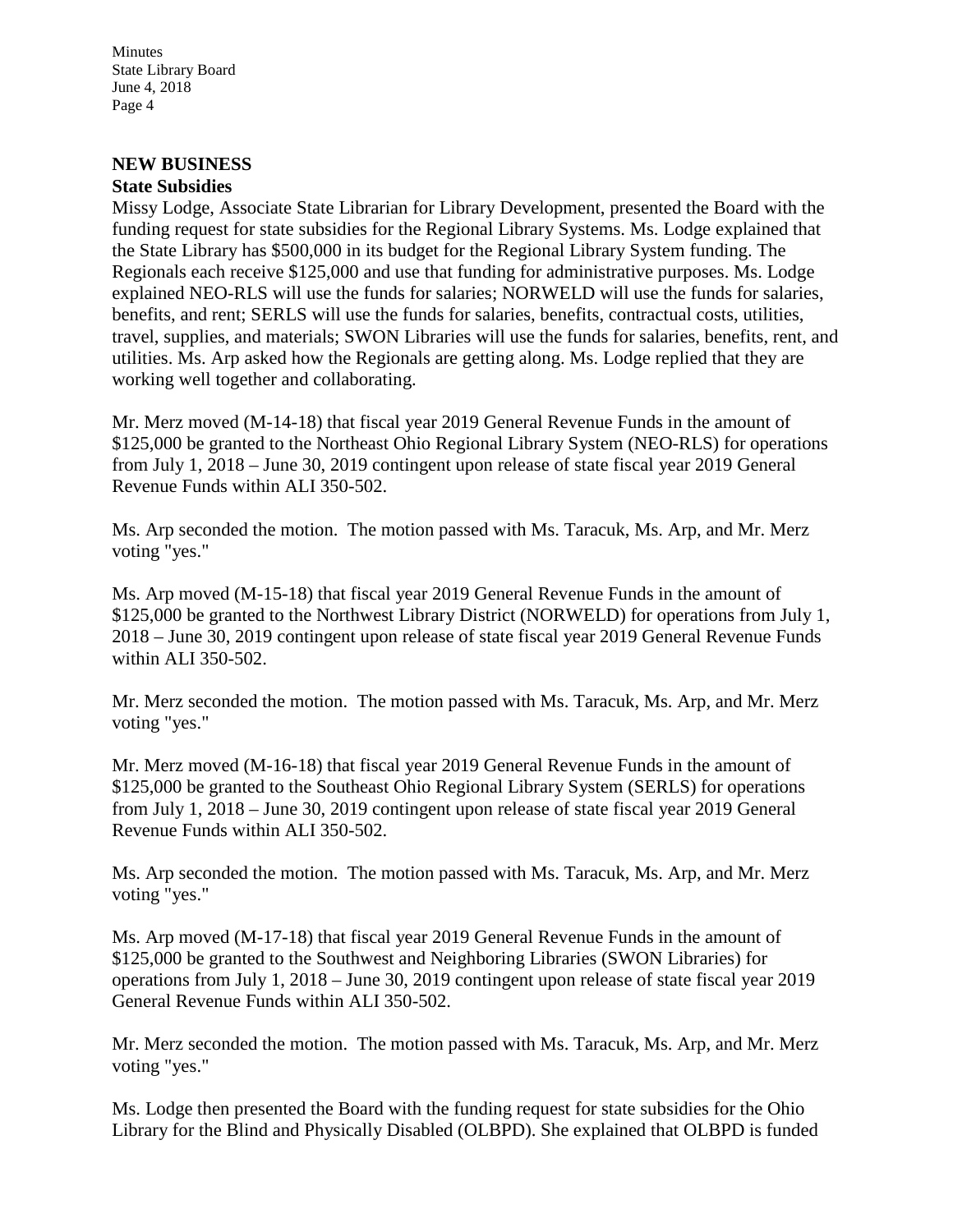## NEW BUSINESS

### State Subsidies

Missy Lodge, Associate State Librarian for Library Development, presented the Board with the funding request for state subsidies for the Regional Library Systems. Ms. Lodge explained that the State Library has $500,000 in its budget for the Regional Library System funding. The Regionals each receive $125,000 and use that funding for administrative purposes. Ms. Lodge explained NEO-RLS will use the funds for salaries; NORWELD will use the funds for salaries, benefits, and rent; SERLS will use the funds for salaries, benefits, contractual costs, utilities, travel, supplies, and materials; SWON Libraries will use the funds for salaries, benefits, rent, and utilities. Ms. Arp asked how the Regionals are getting along. Ms. Lodge replied that they are working well together and collaborating.

Mr. Merz moved (M-14-18) that fiscal year 2019 General Revenue Funds in the amount of $125,000 be granted to the Northeast Ohio Regional Library System (NEO-RLS) for operations from July 1, 2018 – June 30, 2019 contingent upon release of state fiscal year 2019 General Revenue Funds within ALI 350-502.

Ms. Arp seconded the motion. The motion passed with Ms. Taracuk, Ms. Arp, and Mr. Merz voting "yes."

Ms. Arp moved (M-15-18) that fiscal year 2019 General Revenue Funds in the amount of $125,000 be granted to the Northwest Library District (NORWELD) for operations from July 1, 2018 – June 30, 2019 contingent upon release of state fiscal year 2019 General Revenue Funds within ALI 350-502.

Mr. Merz seconded the motion. The motion passed with Ms. Taracuk, Ms. Arp, and Mr. Merz voting "yes."

Mr. Merz moved (M-16-18) that fiscal year 2019 General Revenue Funds in the amount of $125,000 be granted to the Southeast Ohio Regional Library System (SERLS) for operations from July 1, 2018 – June 30, 2019 contingent upon release of state fiscal year 2019 General Revenue Funds within ALI 350-502.

Ms. Arp seconded the motion. The motion passed with Ms. Taracuk, Ms. Arp, and Mr. Merz voting "yes."

Ms. Arp moved (M-17-18) that fiscal year 2019 General Revenue Funds in the amount of $125,000 be granted to the Southwest and Neighboring Libraries (SWON Libraries) for operations from July 1, 2018 – June 30, 2019 contingent upon release of state fiscal year 2019 General Revenue Funds within ALI 350-502.

Mr. Merz seconded the motion. The motion passed with Ms. Taracuk, Ms. Arp, and Mr. Merz voting "yes."

Ms. Lodge then presented the Board with the funding request for state subsidies for the Ohio Library for the Blind and Physically Disabled (OLBPD). She explained that OLBPD is funded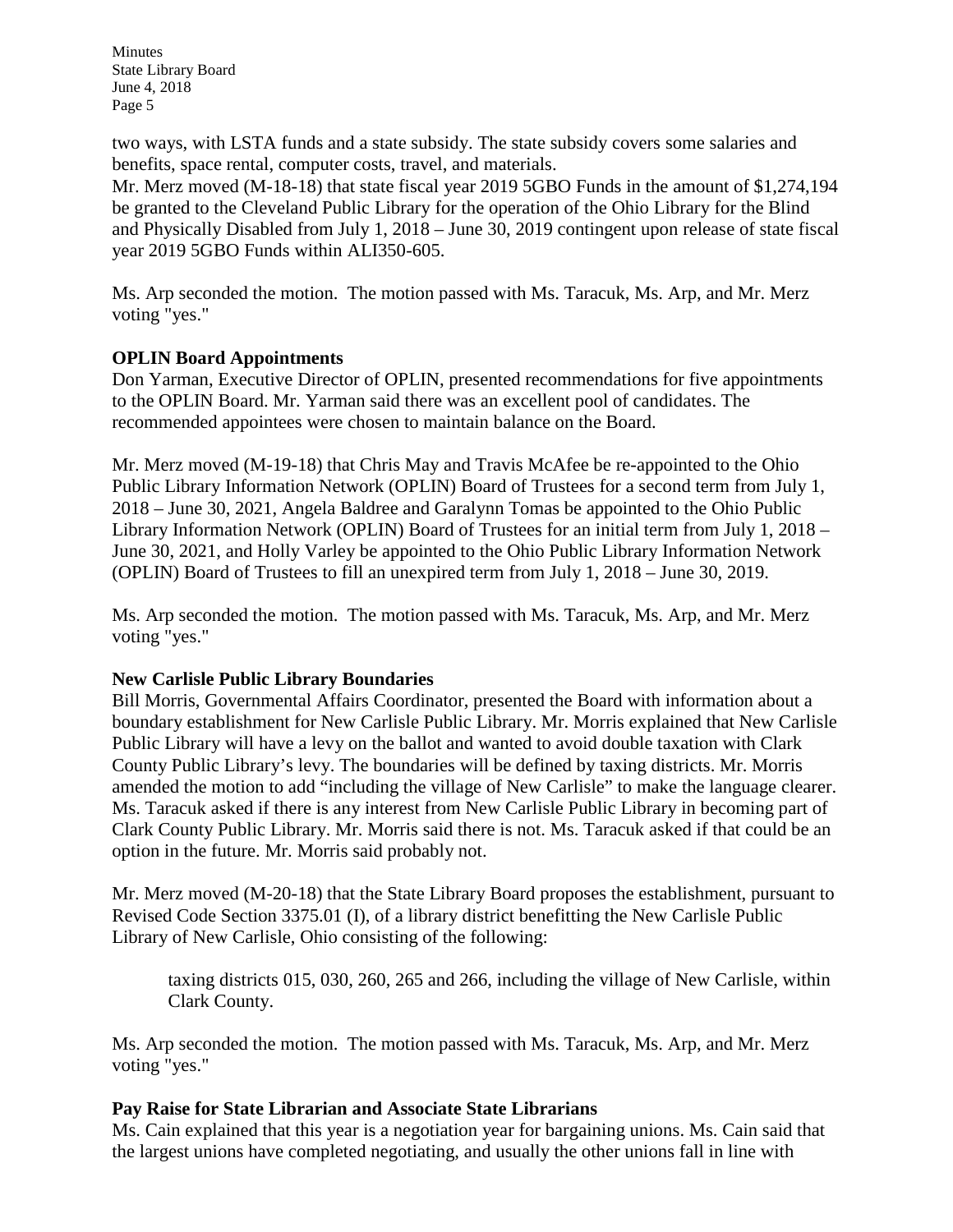two ways, with LSTA funds and a state subsidy. The state subsidy covers some salaries and benefits, space rental, computer costs, travel, and materials.

Mr. Merz moved (M-18-18) that state fiscal year 2019 5GBO Funds in the amount of $1,274,194 be granted to the Cleveland Public Library for the operation of the Ohio Library for the Blind and Physically Disabled from July 1, 2018 – June 30, 2019 contingent upon release of state fiscal year 2019 5GBO Funds within ALI350-605.

Ms. Arp seconded the motion. The motion passed with Ms. Taracuk, Ms. Arp, and Mr. Merz voting "yes."

**OPLIN Board Appointments**

Don Yarman, Executive Director of OPLIN, presented recommendations for five appointments to the OPLIN Board. Mr. Yarman said there was an excellent pool of candidates. The recommended appointees were chosen to maintain balance on the Board.

Mr. Merz moved (M-19-18) that Chris May and Travis McAfee be re-appointed to the Ohio Public Library Information Network (OPLIN) Board of Trustees for a second term from July 1, 2018 – June 30, 2021, Angela Baldree and Garalynn Tomas be appointed to the Ohio Public Library Information Network (OPLIN) Board of Trustees for an initial term from July 1, 2018 – June 30, 2021, and Holly Varley be appointed to the Ohio Public Library Information Network (OPLIN) Board of Trustees to fill an unexpired term from July 1, 2018 – June 30, 2019.

Ms. Arp seconded the motion. The motion passed with Ms. Taracuk, Ms. Arp, and Mr. Merz voting "yes."

**New Carlisle Public Library Boundaries**

Bill Morris, Governmental Affairs Coordinator, presented the Board with information about a boundary establishment for New Carlisle Public Library. Mr. Morris explained that New Carlisle Public Library will have a levy on the ballot and wanted to avoid double taxation with Clark County Public Library's levy. The boundaries will be defined by taxing districts. Mr. Morris amended the motion to add "including the village of New Carlisle" to make the language clearer. Ms. Taracuk asked if there is any interest from New Carlisle Public Library in becoming part of Clark County Public Library. Mr. Morris said there is not. Ms. Taracuk asked if that could be an option in the future. Mr. Morris said probably not.

Mr. Merz moved (M-20-18) that the State Library Board proposes the establishment, pursuant to Revised Code Section 3375.01 (I), of a library district benefitting the New Carlisle Public Library of New Carlisle, Ohio consisting of the following:

> taxing districts 015, 030, 260, 265 and 266, including the village of New Carlisle, within Clark County.

Ms. Arp seconded the motion. The motion passed with Ms. Taracuk, Ms. Arp, and Mr. Merz voting "yes."

**Pay Raise for State Librarian and Associate State Librarians**

Ms. Cain explained that this year is a negotiation year for bargaining unions. Ms. Cain said that the largest unions have completed negotiating, and usually the other unions fall in line with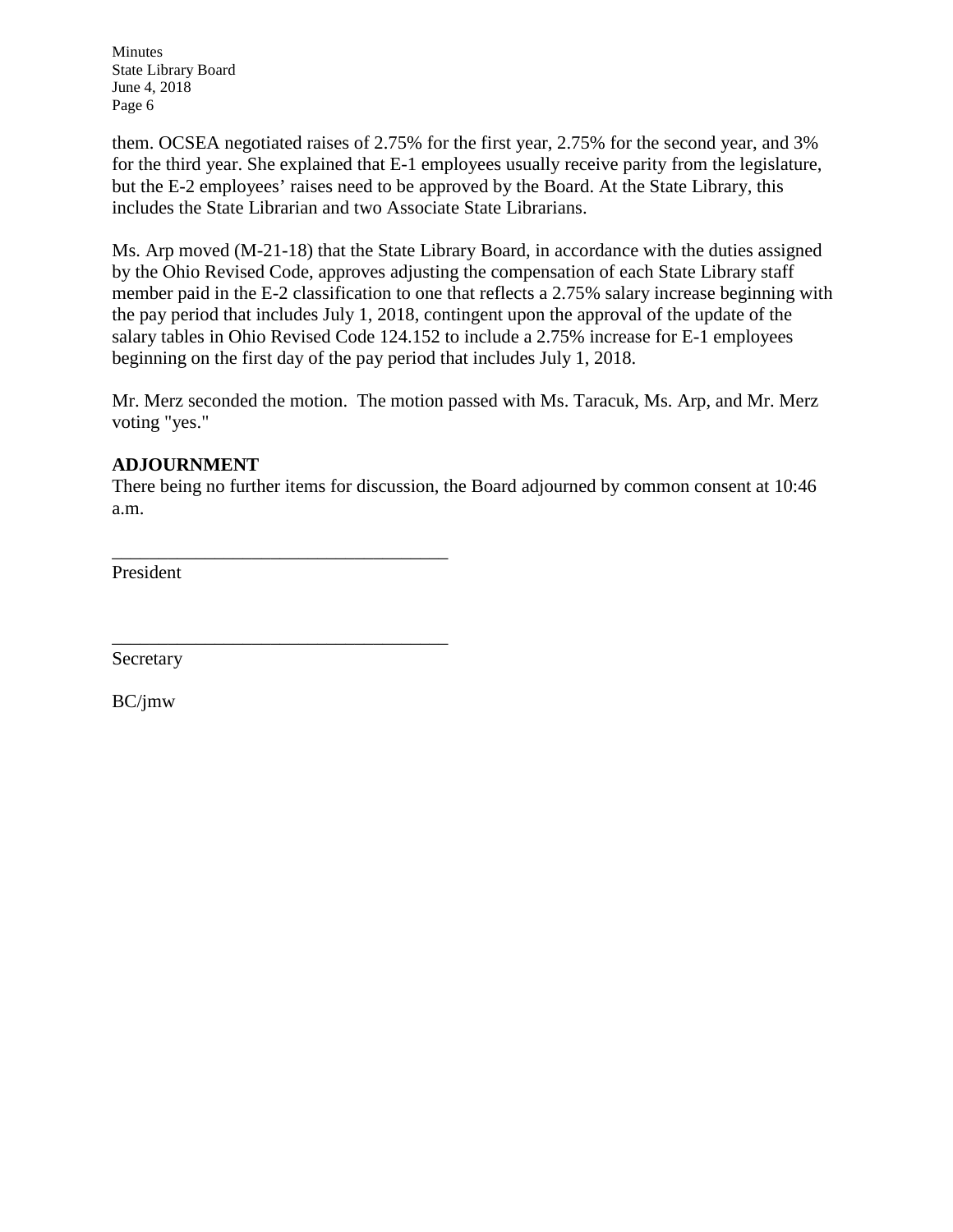them. OCSEA negotiated raises of 2.75% for the first year, 2.75% for the second year, and 3% for the third year. She explained that E-1 employees usually receive parity from the legislature, but the E-2 employees' raises need to be approved by the Board. At the State Library, this includes the State Librarian and two Associate State Librarians.

Ms. Arp moved (M-21-18) that the State Library Board, in accordance with the duties assigned by the Ohio Revised Code, approves adjusting the compensation of each State Library staff member paid in the E-2 classification to one that reflects a 2.75% salary increase beginning with the pay period that includes July 1, 2018, contingent upon the approval of the update of the salary tables in Ohio Revised Code 124.152 to include a 2.75% increase for E-1 employees beginning on the first day of the pay period that includes July 1, 2018.

Mr. Merz seconded the motion. The motion passed with Ms. Taracuk, Ms. Arp, and Mr. Merz voting "yes."

**ADJOURNMENT**

There being no further items for discussion, the Board adjourned by common consent at 10:46 a.m.

___________________________________

President

___________________________________

Secretary

BC/jmw